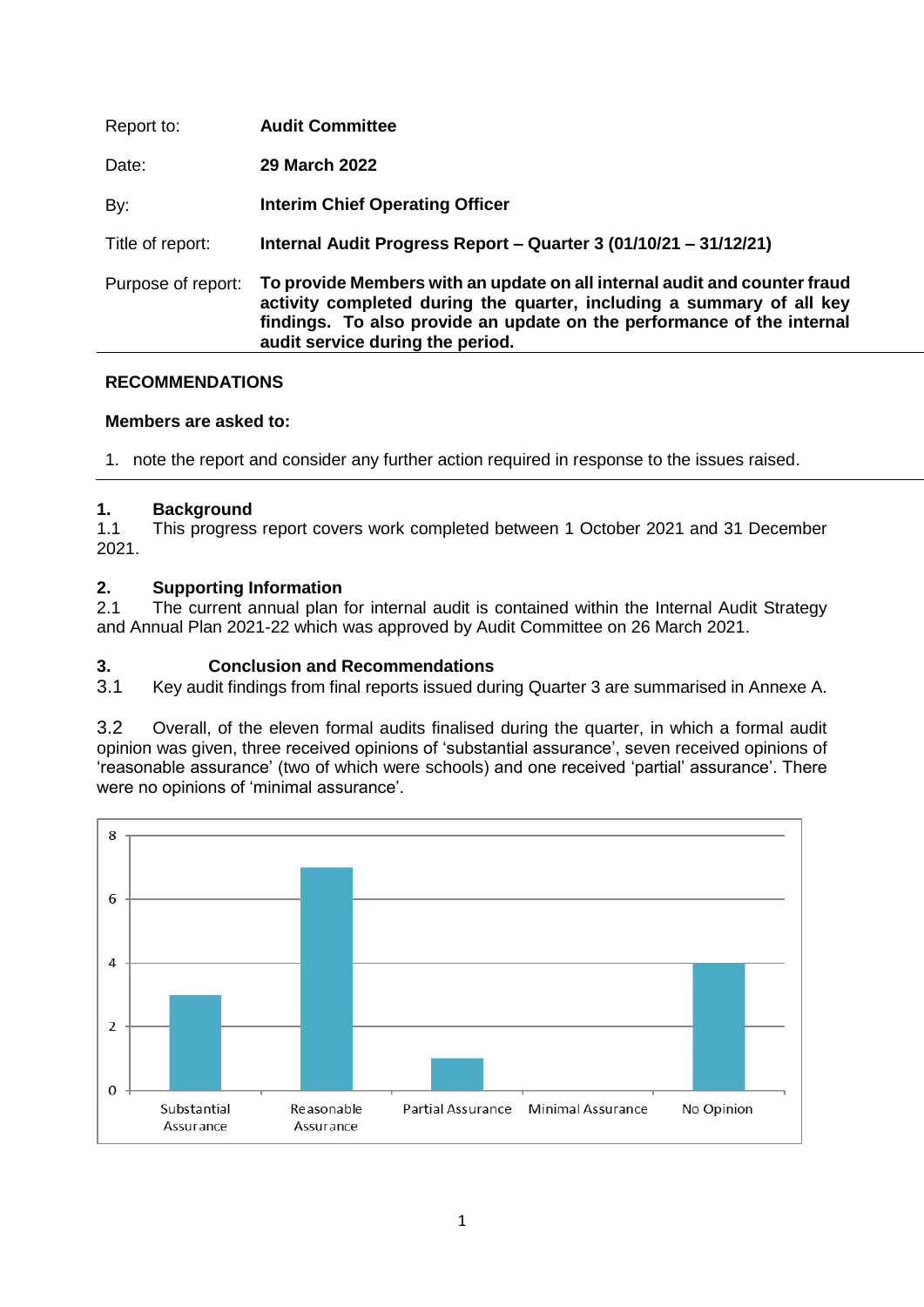| | |
|---|---|
| Report to: | **Audit Committee** |
| Date: | **29 March 2022** |
| By: | **Interim Chief Operating Officer** |
| Title of report: | **Internal Audit Progress Report – Quarter 3 (01/10/21 – 31/12/21)** |
| Purpose of report: | **To provide Members with an update on all internal audit and counter fraud activity completed during the quarter, including a summary of all key findings. To also provide an update on the performance of the internal audit service during the period.** |

**RECOMMENDATIONS**

**Members are asked to:**

1. note the report and consider any further action required in response to the issues raised.

## 1. Background

1.1 This progress report covers work completed between 1 October 2021 and 31 December 2021.

## 2. Supporting Information

2.1 The current annual plan for internal audit is contained within the Internal Audit Strategy and Annual Plan 2021-22 which was approved by Audit Committee on 26 March 2021.

## 3. Conclusion and Recommendations

3.1 Key audit findings from final reports issued during Quarter 3 are summarised in Annexe A.

3.2 Overall, of the eleven formal audits finalised during the quarter, in which a formal audit opinion was given, three received opinions of 'substantial assurance', seven received opinions of 'reasonable assurance' (two of which were schools) and one received 'partial' assurance'. There were no opinions of 'minimal assurance'.

| Opinion | Number |
|---|---|
| Substantial Assurance | 3 |
| Reasonable Assurance | 7 |
| Partial Assurance | 1 |
| Minimal Assurance | 0 |
| No Opinion | 4 |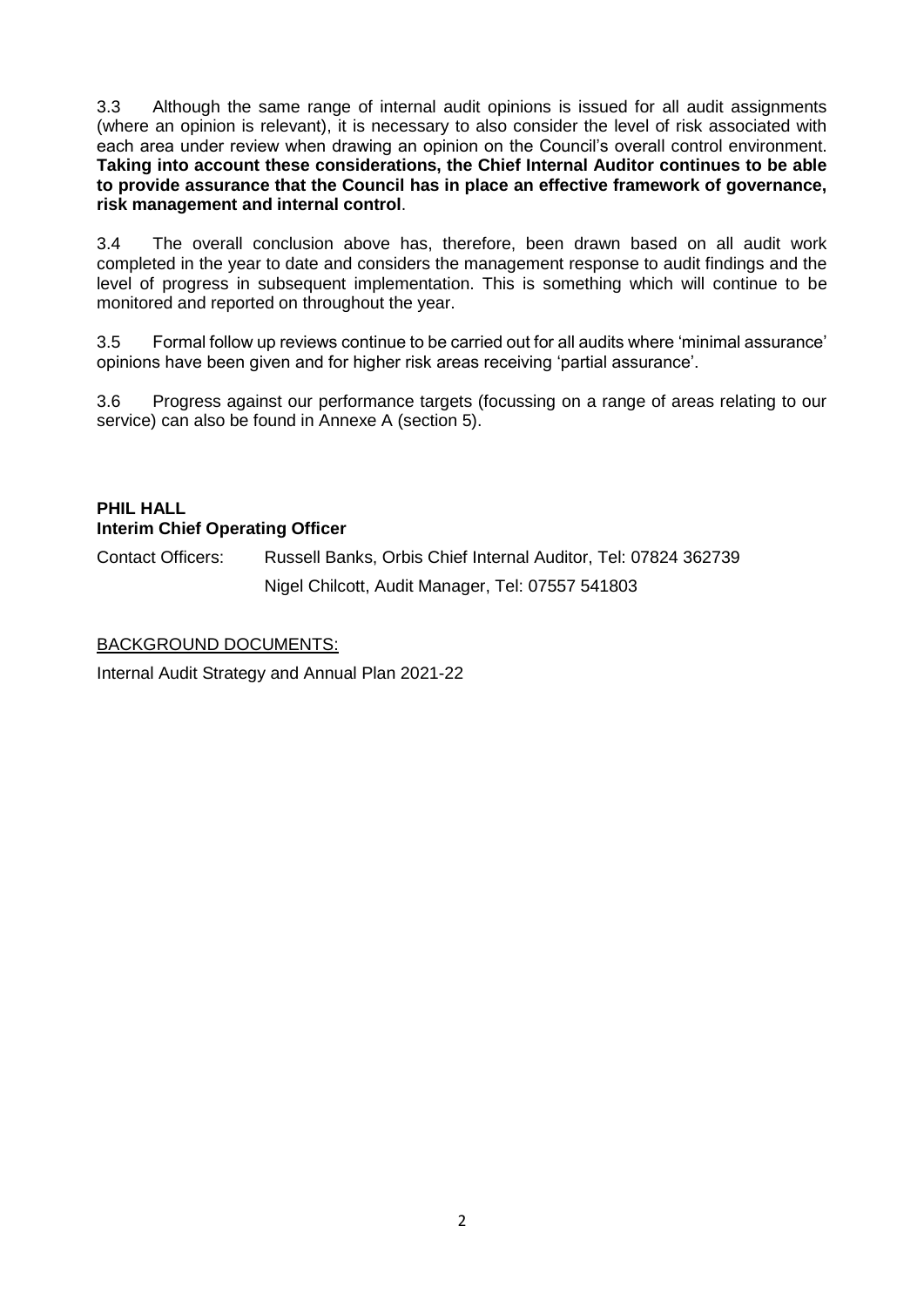3.3 Although the same range of internal audit opinions is issued for all audit assignments (where an opinion is relevant), it is necessary to also consider the level of risk associated with each area under review when drawing an opinion on the Council's overall control environment. **Taking into account these considerations, the Chief Internal Auditor continues to be able to provide assurance that the Council has in place an effective framework of governance, risk management and internal control**.

3.4 The overall conclusion above has, therefore, been drawn based on all audit work completed in the year to date and considers the management response to audit findings and the level of progress in subsequent implementation. This is something which will continue to be monitored and reported on throughout the year.

3.5 Formal follow up reviews continue to be carried out for all audits where 'minimal assurance' opinions have been given and for higher risk areas receiving 'partial assurance'.

3.6 Progress against our performance targets (focussing on a range of areas relating to our service) can also be found in Annexe A (section 5).

**PHIL HALL**
**Interim Chief Operating Officer**

Contact Officers: Russell Banks, Orbis Chief Internal Auditor, Tel: 07824 362739
Nigel Chilcott, Audit Manager, Tel: 07557 541803

BACKGROUND DOCUMENTS:

Internal Audit Strategy and Annual Plan 2021-22